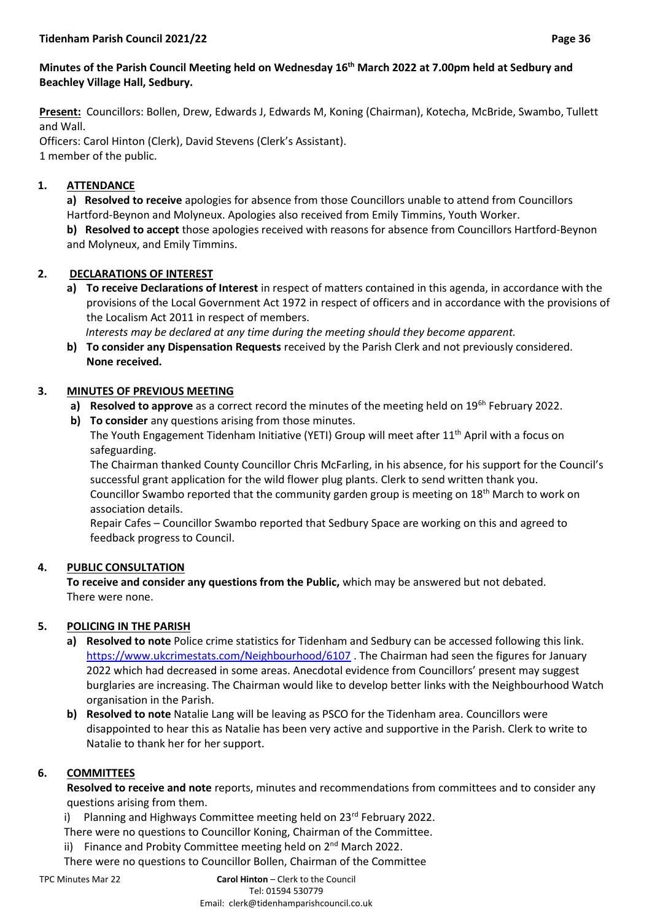**Minutes of the Parish Council Meeting held on Wednesday 16th March 2022 at 7.00pm held at Sedbury and Beachley Village Hall, Sedbury.**

**Present:** Councillors: Bollen, Drew, Edwards J, Edwards M, Koning (Chairman), Kotecha, McBride, Swambo, Tullett and Wall.
Officers: Carol Hinton (Clerk), David Stevens (Clerk's Assistant).
1 member of the public.

## 1. ATTENDANCE

**a) Resolved to receive** apologies for absence from those Councillors unable to attend from Councillors Hartford-Beynon and Molyneux. Apologies also received from Emily Timmins, Youth Worker.

**b) Resolved to accept** those apologies received with reasons for absence from Councillors Hartford-Beynon and Molyneux, and Emily Timmins.

## 2. DECLARATIONS OF INTEREST

a) **To receive Declarations of Interest** in respect of matters contained in this agenda, in accordance with the provisions of the Local Government Act 1972 in respect of officers and in accordance with the provisions of the Localism Act 2011 in respect of members.
*Interests may be declared at any time during the meeting should they become apparent.*

b) **To consider any Dispensation Requests** received by the Parish Clerk and not previously considered.
**None received.**

## 3. MINUTES OF PREVIOUS MEETING

a) **Resolved to approve** as a correct record the minutes of the meeting held on 19th February 2022.

b) **To consider** any questions arising from those minutes.
The Youth Engagement Tidenham Initiative (YETI) Group will meet after 11th April with a focus on safeguarding.
The Chairman thanked County Councillor Chris McFarling, in his absence, for his support for the Council's successful grant application for the wild flower plug plants. Clerk to send written thank you.
Councillor Swambo reported that the community garden group is meeting on 18th March to work on association details.
Repair Cafes – Councillor Swambo reported that Sedbury Space are working on this and agreed to feedback progress to Council.

## 4. PUBLIC CONSULTATION

**To receive and consider any questions from the Public,** which may be answered but not debated.
There were none.

## 5. POLICING IN THE PARISH

a) **Resolved to note** Police crime statistics for Tidenham and Sedbury can be accessed following this link. https://www.ukcrimestats.com/Neighbourhood/6107 . The Chairman had seen the figures for January 2022 which had decreased in some areas. Anecdotal evidence from Councillors' present may suggest burglaries are increasing. The Chairman would like to develop better links with the Neighbourhood Watch organisation in the Parish.

b) **Resolved to note** Natalie Lang will be leaving as PSCO for the Tidenham area. Councillors were disappointed to hear this as Natalie has been very active and supportive in the Parish. Clerk to write to Natalie to thank her for her support.

## 6. COMMITTEES

**Resolved to receive and note** reports, minutes and recommendations from committees and to consider any questions arising from them.

i) Planning and Highways Committee meeting held on 23rd February 2022.
There were no questions to Councillor Koning, Chairman of the Committee.

ii) Finance and Probity Committee meeting held on 2nd March 2022.
There were no questions to Councillor Bollen, Chairman of the Committee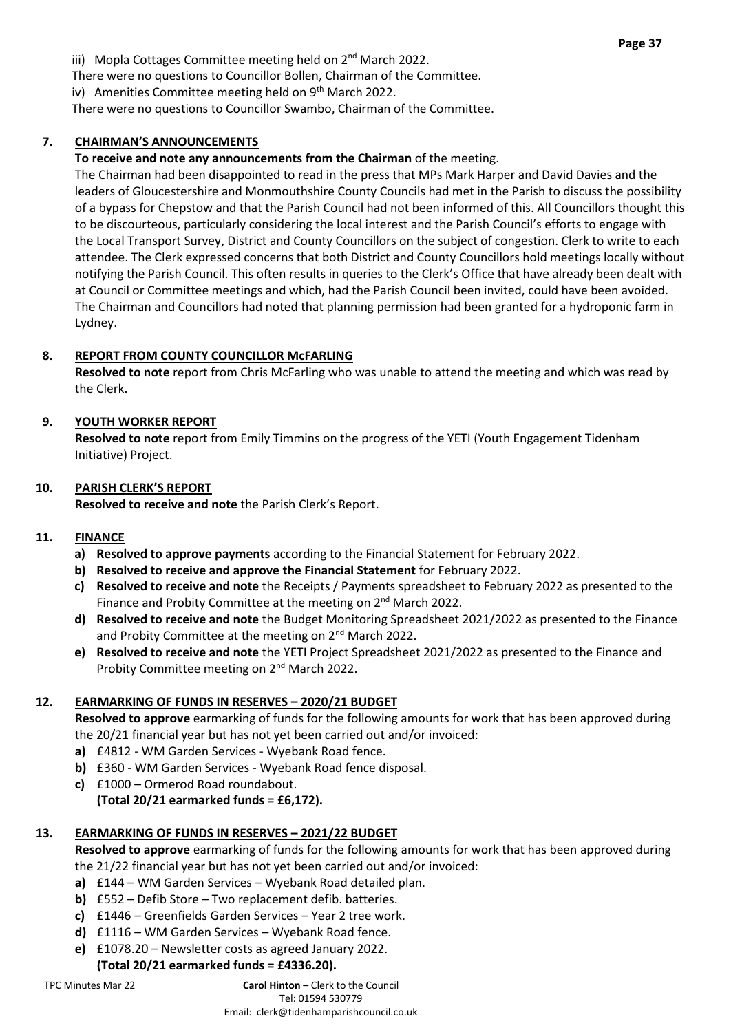iii) Mopla Cottages Committee meeting held on 2nd March 2022.
There were no questions to Councillor Bollen, Chairman of the Committee.
iv) Amenities Committee meeting held on 9th March 2022.
There were no questions to Councillor Swambo, Chairman of the Committee.

**7. CHAIRMAN'S ANNOUNCEMENTS**

**To receive and note any announcements from the Chairman** of the meeting.
The Chairman had been disappointed to read in the press that MPs Mark Harper and David Davies and the leaders of Gloucestershire and Monmouthshire County Councils had met in the Parish to discuss the possibility of a bypass for Chepstow and that the Parish Council had not been informed of this. All Councillors thought this to be discourteous, particularly considering the local interest and the Parish Council's efforts to engage with the Local Transport Survey, District and County Councillors on the subject of congestion. Clerk to write to each attendee. The Clerk expressed concerns that both District and County Councillors hold meetings locally without notifying the Parish Council. This often results in queries to the Clerk's Office that have already been dealt with at Council or Committee meetings and which, had the Parish Council been invited, could have been avoided.
The Chairman and Councillors had noted that planning permission had been granted for a hydroponic farm in Lydney.

**8. REPORT FROM COUNTY COUNCILLOR McFARLING**

**Resolved to note** report from Chris McFarling who was unable to attend the meeting and which was read by the Clerk.

**9. YOUTH WORKER REPORT**

**Resolved to note** report from Emily Timmins on the progress of the YETI (Youth Engagement Tidenham Initiative) Project.

**10. PARISH CLERK'S REPORT**

**Resolved to receive and note** the Parish Clerk's Report.

**11. FINANCE**

a) **Resolved to approve payments** according to the Financial Statement for February 2022.
b) **Resolved to receive and approve the Financial Statement** for February 2022.
c) **Resolved to receive and note** the Receipts / Payments spreadsheet to February 2022 as presented to the Finance and Probity Committee at the meeting on 2nd March 2022.
d) **Resolved to receive and note** the Budget Monitoring Spreadsheet 2021/2022 as presented to the Finance and Probity Committee at the meeting on 2nd March 2022.
e) **Resolved to receive and note** the YETI Project Spreadsheet 2021/2022 as presented to the Finance and Probity Committee meeting on 2nd March 2022.

**12. EARMARKING OF FUNDS IN RESERVES – 2020/21 BUDGET**

**Resolved to approve** earmarking of funds for the following amounts for work that has been approved during the 20/21 financial year but has not yet been carried out and/or invoiced:
a) £4812 - WM Garden Services - Wyebank Road fence.
b) £360 - WM Garden Services - Wyebank Road fence disposal.
c) £1000 – Ormerod Road roundabout.
**(Total 20/21 earmarked funds = £6,172).**

**13. EARMARKING OF FUNDS IN RESERVES – 2021/22 BUDGET**

**Resolved to approve** earmarking of funds for the following amounts for work that has been approved during the 21/22 financial year but has not yet been carried out and/or invoiced:
a) £144 – WM Garden Services – Wyebank Road detailed plan.
b) £552 – Defib Store – Two replacement defib. batteries.
c) £1446 – Greenfields Garden Services – Year 2 tree work.
d) £1116 – WM Garden Services – Wyebank Road fence.
e) £1078.20 – Newsletter costs as agreed January 2022.
**(Total 20/21 earmarked funds = £4336.20).**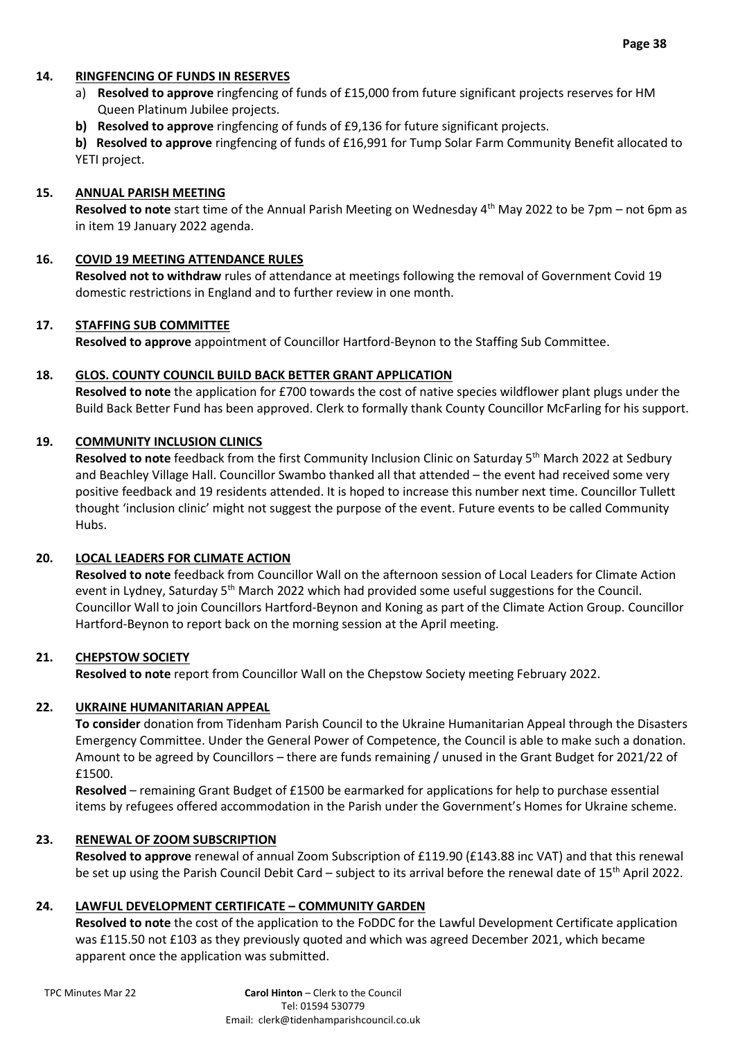**14. RINGFENCING OF FUNDS IN RESERVES**

a) **Resolved to approve** ringfencing of funds of £15,000 from future significant projects reserves for HM Queen Platinum Jubilee projects.

**b) Resolved to approve** ringfencing of funds of £9,136 for future significant projects.

**b) Resolved to approve** ringfencing of funds of £16,991 for Tump Solar Farm Community Benefit allocated to YETI project.

**15. ANNUAL PARISH MEETING**

**Resolved to note** start time of the Annual Parish Meeting on Wednesday 4th May 2022 to be 7pm – not 6pm as in item 19 January 2022 agenda.

**16. COVID 19 MEETING ATTENDANCE RULES**

**Resolved not to withdraw** rules of attendance at meetings following the removal of Government Covid 19 domestic restrictions in England and to further review in one month.

**17. STAFFING SUB COMMITTEE**

**Resolved to approve** appointment of Councillor Hartford-Beynon to the Staffing Sub Committee.

**18. GLOS. COUNTY COUNCIL BUILD BACK BETTER GRANT APPLICATION**

**Resolved to note** the application for £700 towards the cost of native species wildflower plant plugs under the Build Back Better Fund has been approved. Clerk to formally thank County Councillor McFarling for his support.

**19. COMMUNITY INCLUSION CLINICS**

**Resolved to note** feedback from the first Community Inclusion Clinic on Saturday 5th March 2022 at Sedbury and Beachley Village Hall. Councillor Swambo thanked all that attended – the event had received some very positive feedback and 19 residents attended. It is hoped to increase this number next time. Councillor Tullett thought 'inclusion clinic' might not suggest the purpose of the event. Future events to be called Community Hubs.

**20. LOCAL LEADERS FOR CLIMATE ACTION**

**Resolved to note** feedback from Councillor Wall on the afternoon session of Local Leaders for Climate Action event in Lydney, Saturday 5th March 2022 which had provided some useful suggestions for the Council. Councillor Wall to join Councillors Hartford-Beynon and Koning as part of the Climate Action Group. Councillor Hartford-Beynon to report back on the morning session at the April meeting.

**21. CHEPSTOW SOCIETY**

**Resolved to note** report from Councillor Wall on the Chepstow Society meeting February 2022.

**22. UKRAINE HUMANITARIAN APPEAL**

**To consider** donation from Tidenham Parish Council to the Ukraine Humanitarian Appeal through the Disasters Emergency Committee. Under the General Power of Competence, the Council is able to make such a donation. Amount to be agreed by Councillors – there are funds remaining / unused in the Grant Budget for 2021/22 of £1500.

**Resolved** – remaining Grant Budget of £1500 be earmarked for applications for help to purchase essential items by refugees offered accommodation in the Parish under the Government's Homes for Ukraine scheme.

**23. RENEWAL OF ZOOM SUBSCRIPTION**

**Resolved to approve** renewal of annual Zoom Subscription of £119.90 (£143.88 inc VAT) and that this renewal be set up using the Parish Council Debit Card – subject to its arrival before the renewal date of 15th April 2022.

**24. LAWFUL DEVELOPMENT CERTIFICATE – COMMUNITY GARDEN**

**Resolved to note** the cost of the application to the FoDDC for the Lawful Development Certificate application was £115.50 not £103 as they previously quoted and which was agreed December 2021, which became apparent once the application was submitted.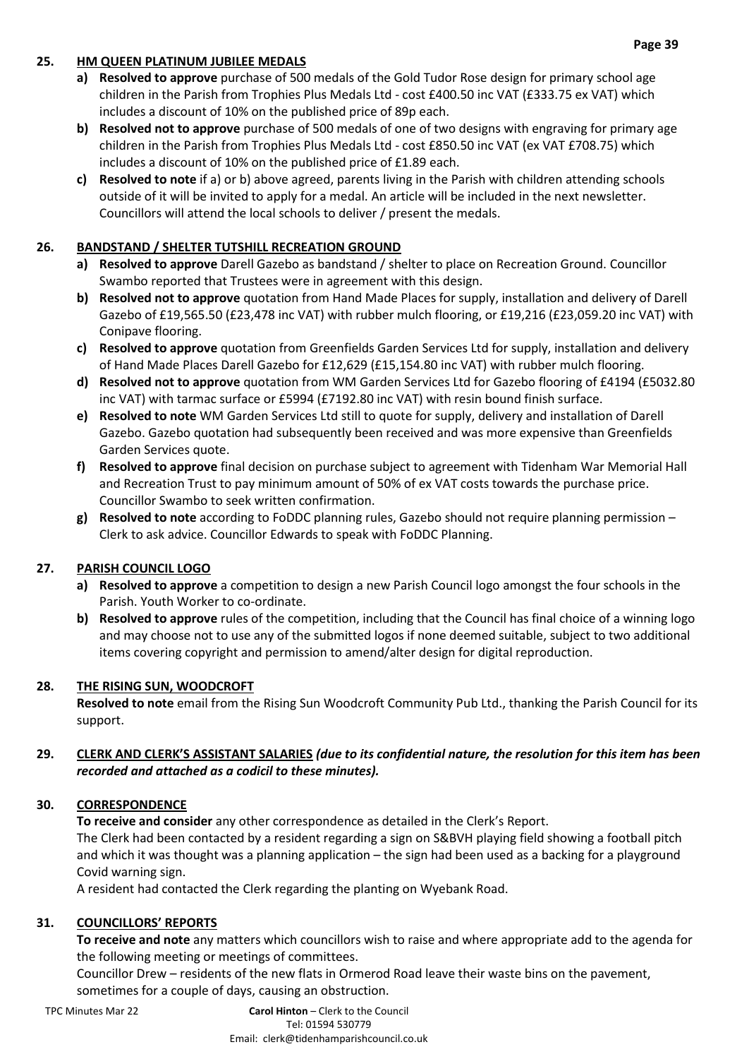## 25. HM QUEEN PLATINUM JUBILEE MEDALS

a) **Resolved to approve** purchase of 500 medals of the Gold Tudor Rose design for primary school age children in the Parish from Trophies Plus Medals Ltd - cost £400.50 inc VAT (£333.75 ex VAT) which includes a discount of 10% on the published price of 89p each.

b) **Resolved not to approve** purchase of 500 medals of one of two designs with engraving for primary age children in the Parish from Trophies Plus Medals Ltd - cost £850.50 inc VAT (ex VAT £708.75) which includes a discount of 10% on the published price of £1.89 each.

c) **Resolved to note** if a) or b) above agreed, parents living in the Parish with children attending schools outside of it will be invited to apply for a medal. An article will be included in the next newsletter. Councillors will attend the local schools to deliver / present the medals.

## 26. BANDSTAND / SHELTER TUTSHILL RECREATION GROUND

a) **Resolved to approve** Darell Gazebo as bandstand / shelter to place on Recreation Ground. Councillor Swambo reported that Trustees were in agreement with this design.

b) **Resolved not to approve** quotation from Hand Made Places for supply, installation and delivery of Darell Gazebo of £19,565.50 (£23,478 inc VAT) with rubber mulch flooring, or £19,216 (£23,059.20 inc VAT) with Conipave flooring.

c) **Resolved to approve** quotation from Greenfields Garden Services Ltd for supply, installation and delivery of Hand Made Places Darell Gazebo for £12,629 (£15,154.80 inc VAT) with rubber mulch flooring.

d) **Resolved not to approve** quotation from WM Garden Services Ltd for Gazebo flooring of £4194 (£5032.80 inc VAT) with tarmac surface or £5994 (£7192.80 inc VAT) with resin bound finish surface.

e) **Resolved to note** WM Garden Services Ltd still to quote for supply, delivery and installation of Darell Gazebo. Gazebo quotation had subsequently been received and was more expensive than Greenfields Garden Services quote.

f) **Resolved to approve** final decision on purchase subject to agreement with Tidenham War Memorial Hall and Recreation Trust to pay minimum amount of 50% of ex VAT costs towards the purchase price. Councillor Swambo to seek written confirmation.

g) **Resolved to note** according to FoDDC planning rules, Gazebo should not require planning permission – Clerk to ask advice. Councillor Edwards to speak with FoDDC Planning.

## 27. PARISH COUNCIL LOGO

a) **Resolved to approve** a competition to design a new Parish Council logo amongst the four schools in the Parish. Youth Worker to co-ordinate.

b) **Resolved to approve** rules of the competition, including that the Council has final choice of a winning logo and may choose not to use any of the submitted logos if none deemed suitable, subject to two additional items covering copyright and permission to amend/alter design for digital reproduction.

## 28. THE RISING SUN, WOODCROFT

**Resolved to note** email from the Rising Sun Woodcroft Community Pub Ltd., thanking the Parish Council for its support.

## 29. CLERK AND CLERK'S ASSISTANT SALARIES *(due to its confidential nature, the resolution for this item has been recorded and attached as a codicil to these minutes).*

## 30. CORRESPONDENCE

**To receive and consider** any other correspondence as detailed in the Clerk's Report.

The Clerk had been contacted by a resident regarding a sign on S&BVH playing field showing a football pitch and which it was thought was a planning application – the sign had been used as a backing for a playground Covid warning sign.

A resident had contacted the Clerk regarding the planting on Wyebank Road.

## 31. COUNCILLORS' REPORTS

**To receive and note** any matters which councillors wish to raise and where appropriate add to the agenda for the following meeting or meetings of committees.

Councillor Drew – residents of the new flats in Ormerod Road leave their waste bins on the pavement, sometimes for a couple of days, causing an obstruction.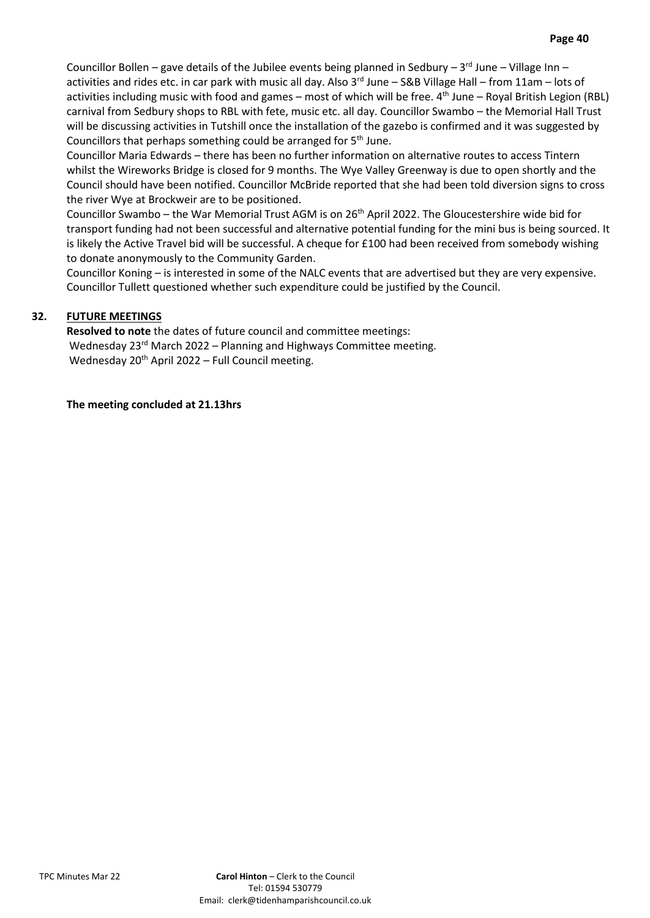Councillor Bollen – gave details of the Jubilee events being planned in Sedbury – 3rd June – Village Inn – activities and rides etc. in car park with music all day. Also 3rd June – S&B Village Hall – from 11am – lots of activities including music with food and games – most of which will be free. 4th June – Royal British Legion (RBL) carnival from Sedbury shops to RBL with fete, music etc. all day. Councillor Swambo – the Memorial Hall Trust will be discussing activities in Tutshill once the installation of the gazebo is confirmed and it was suggested by Councillors that perhaps something could be arranged for 5th June.

Councillor Maria Edwards – there has been no further information on alternative routes to access Tintern whilst the Wireworks Bridge is closed for 9 months. The Wye Valley Greenway is due to open shortly and the Council should have been notified. Councillor McBride reported that she had been told diversion signs to cross the river Wye at Brockweir are to be positioned.

Councillor Swambo – the War Memorial Trust AGM is on 26th April 2022. The Gloucestershire wide bid for transport funding had not been successful and alternative potential funding for the mini bus is being sourced. It is likely the Active Travel bid will be successful. A cheque for £100 had been received from somebody wishing to donate anonymously to the Community Garden.

Councillor Koning – is interested in some of the NALC events that are advertised but they are very expensive. Councillor Tullett questioned whether such expenditure could be justified by the Council.

## 32. FUTURE MEETINGS

**Resolved to note** the dates of future council and committee meetings:

Wednesday 23rd March 2022 – Planning and Highways Committee meeting.

Wednesday 20th April 2022 – Full Council meeting.

**The meeting concluded at 21.13hrs**